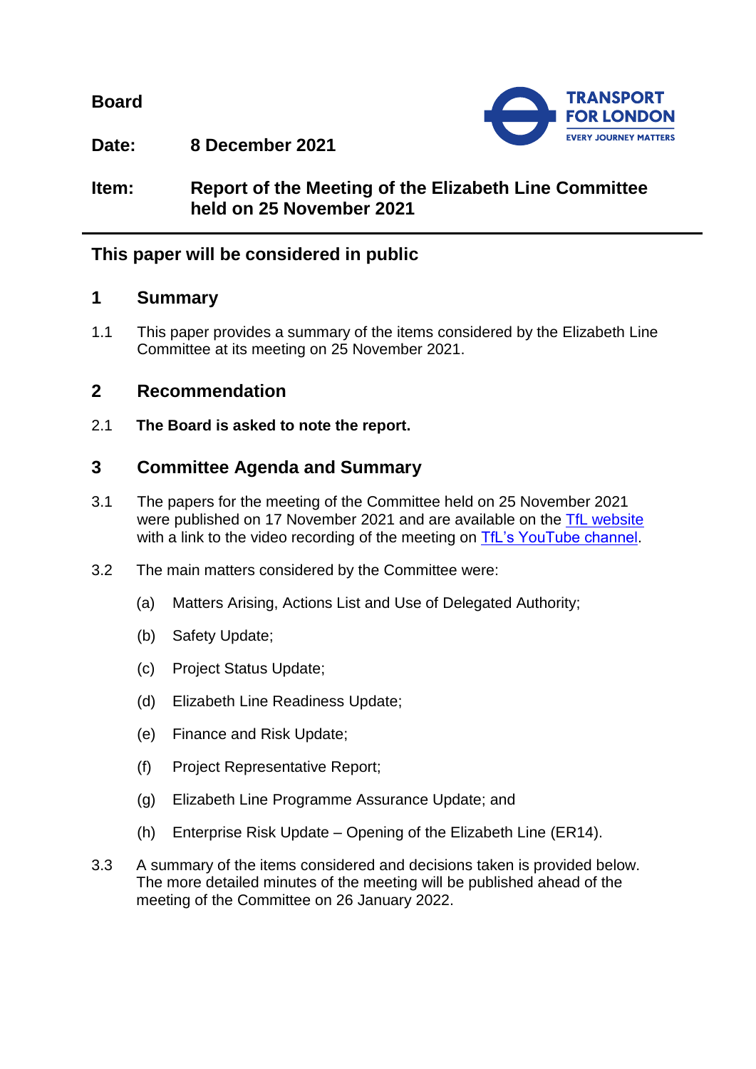**Board**

**Date:** **8 December 2021**

**Item:** **Report of the Meeting of the Elizabeth Line Committee held on 25 November 2021**

---

## This paper will be considered in public

## 1 Summary

1.1 This paper provides a summary of the items considered by the Elizabeth Line Committee at its meeting on 25 November 2021.

## 2 Recommendation

2.1 **The Board is asked to note the report.**

## 3 Committee Agenda and Summary

3.1 The papers for the meeting of the Committee held on 25 November 2021 were published on 17 November 2021 and are available on the TfL website with a link to the video recording of the meeting on TfL's YouTube channel.

3.2 The main matters considered by the Committee were:

(a) Matters Arising, Actions List and Use of Delegated Authority;

(b) Safety Update;

(c) Project Status Update;

(d) Elizabeth Line Readiness Update;

(e) Finance and Risk Update;

(f) Project Representative Report;

(g) Elizabeth Line Programme Assurance Update; and

(h) Enterprise Risk Update – Opening of the Elizabeth Line (ER14).

3.3 A summary of the items considered and decisions taken is provided below. The more detailed minutes of the meeting will be published ahead of the meeting of the Committee on 26 January 2022.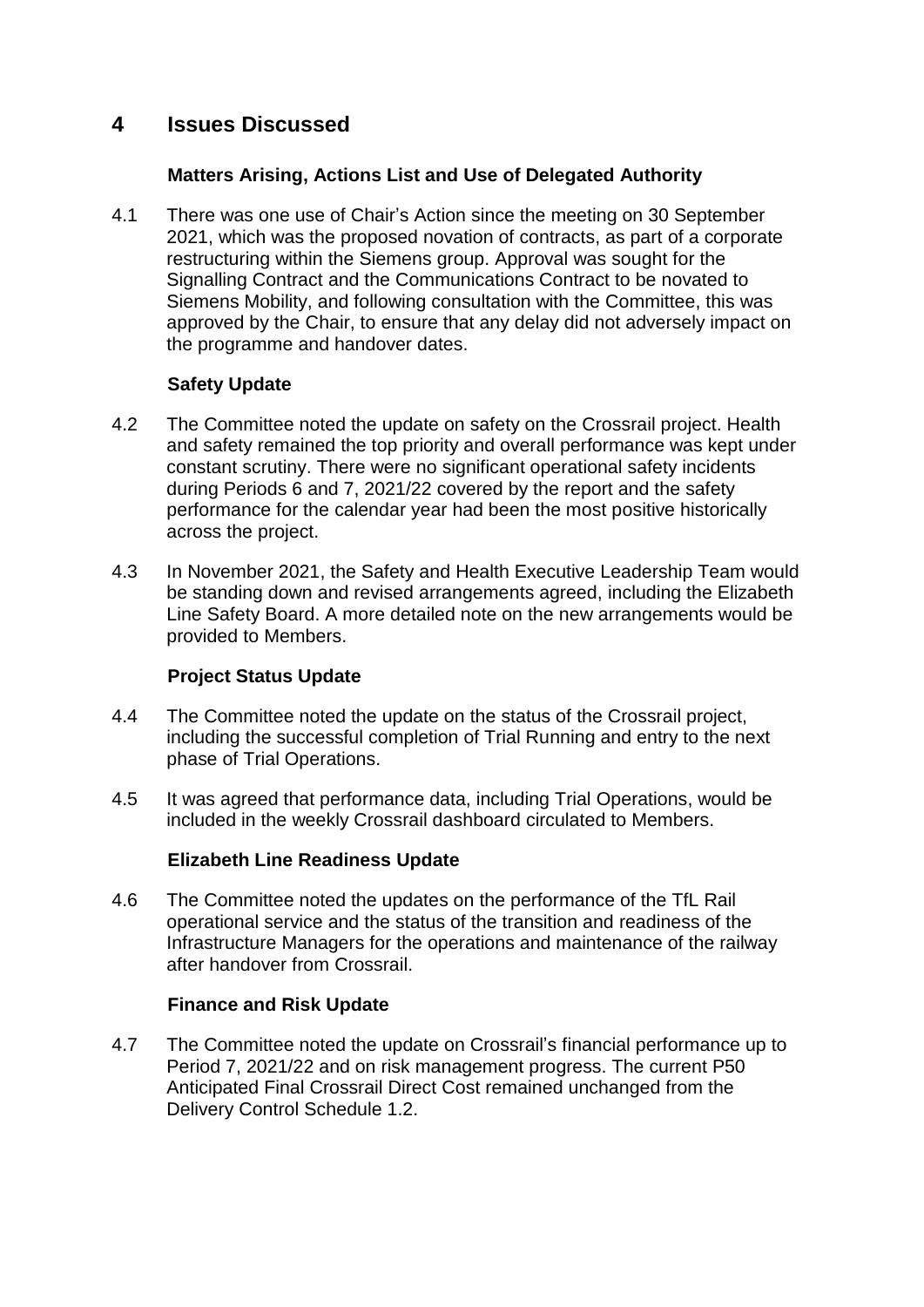## 4 Issues Discussed

### Matters Arising, Actions List and Use of Delegated Authority

4.1 There was one use of Chair's Action since the meeting on 30 September 2021, which was the proposed novation of contracts, as part of a corporate restructuring within the Siemens group. Approval was sought for the Signalling Contract and the Communications Contract to be novated to Siemens Mobility, and following consultation with the Committee, this was approved by the Chair, to ensure that any delay did not adversely impact on the programme and handover dates.

### Safety Update

4.2 The Committee noted the update on safety on the Crossrail project. Health and safety remained the top priority and overall performance was kept under constant scrutiny. There were no significant operational safety incidents during Periods 6 and 7, 2021/22 covered by the report and the safety performance for the calendar year had been the most positive historically across the project.

4.3 In November 2021, the Safety and Health Executive Leadership Team would be standing down and revised arrangements agreed, including the Elizabeth Line Safety Board. A more detailed note on the new arrangements would be provided to Members.

### Project Status Update

4.4 The Committee noted the update on the status of the Crossrail project, including the successful completion of Trial Running and entry to the next phase of Trial Operations.

4.5 It was agreed that performance data, including Trial Operations, would be included in the weekly Crossrail dashboard circulated to Members.

### Elizabeth Line Readiness Update

4.6 The Committee noted the updates on the performance of the TfL Rail operational service and the status of the transition and readiness of the Infrastructure Managers for the operations and maintenance of the railway after handover from Crossrail.

### Finance and Risk Update

4.7 The Committee noted the update on Crossrail's financial performance up to Period 7, 2021/22 and on risk management progress. The current P50 Anticipated Final Crossrail Direct Cost remained unchanged from the Delivery Control Schedule 1.2.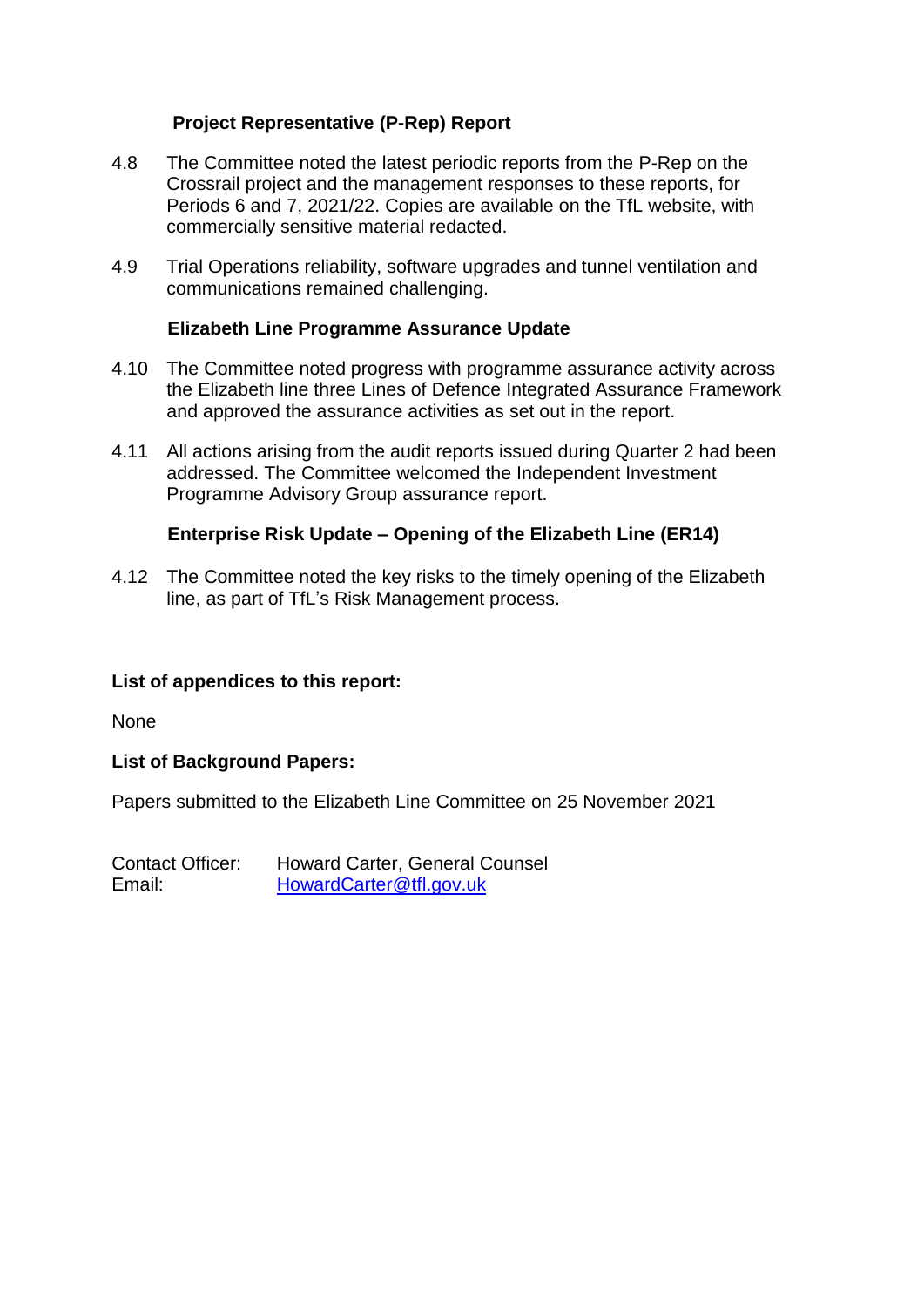### Project Representative (P-Rep) Report

4.8 The Committee noted the latest periodic reports from the P-Rep on the Crossrail project and the management responses to these reports, for Periods 6 and 7, 2021/22. Copies are available on the TfL website, with commercially sensitive material redacted.

4.9 Trial Operations reliability, software upgrades and tunnel ventilation and communications remained challenging.

### Elizabeth Line Programme Assurance Update

4.10 The Committee noted progress with programme assurance activity across the Elizabeth line three Lines of Defence Integrated Assurance Framework and approved the assurance activities as set out in the report.

4.11 All actions arising from the audit reports issued during Quarter 2 had been addressed. The Committee welcomed the Independent Investment Programme Advisory Group assurance report.

### Enterprise Risk Update – Opening of the Elizabeth Line (ER14)

4.12 The Committee noted the key risks to the timely opening of the Elizabeth line, as part of TfL's Risk Management process.

**List of appendices to this report:**

None

**List of Background Papers:**

Papers submitted to the Elizabeth Line Committee on 25 November 2021

Contact Officer: Howard Carter, General Counsel
Email: HowardCarter@tfl.gov.uk